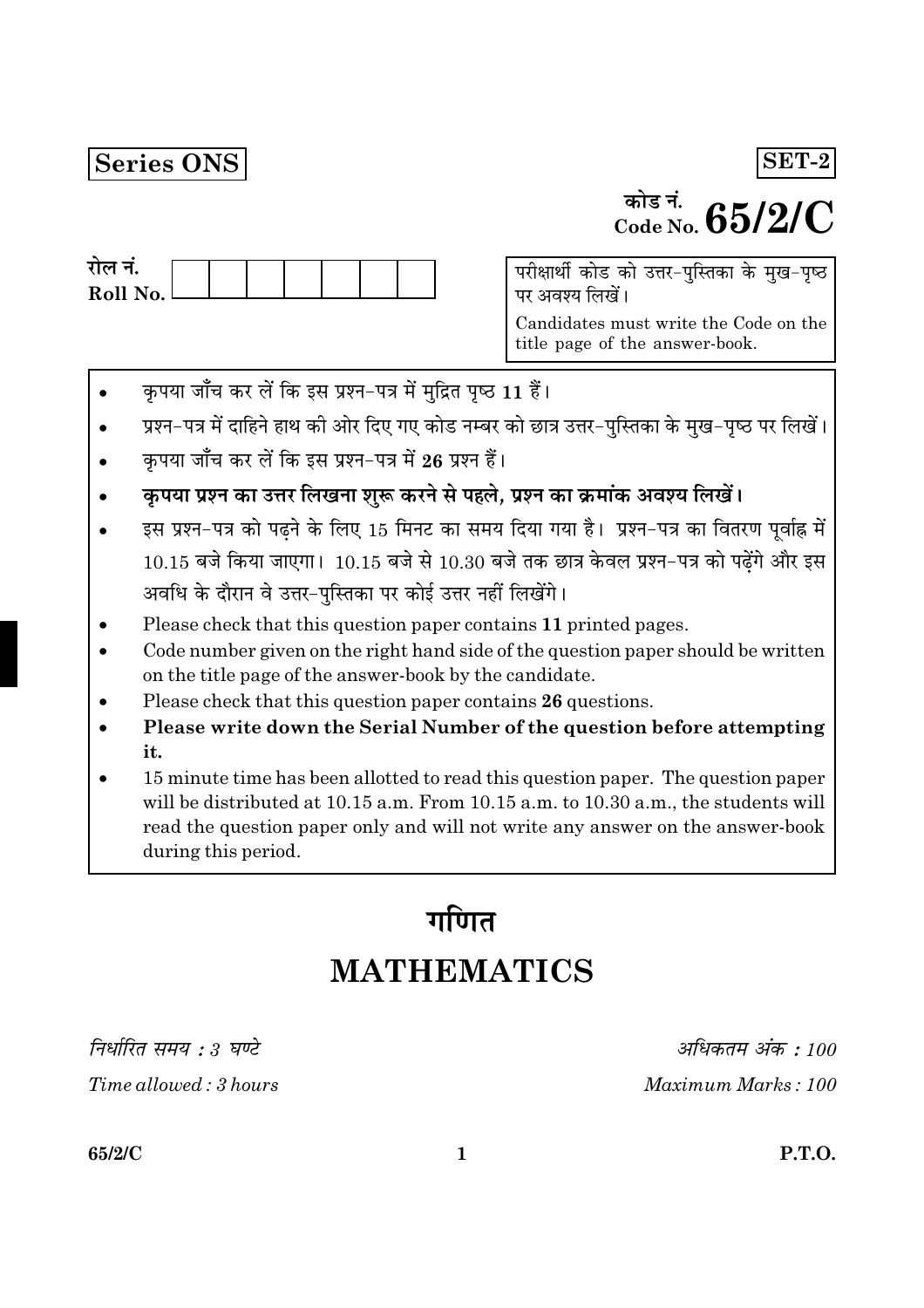**Series ONS**

**SET-2**

कोड नं.
Code No. **65/2/C**

रोल नं.
Roll No.

परीक्षार्थी कोड को उत्तर-पुस्तिका के मुख-पृष्ठ पर अवश्य लिखें।

Candidates must write the Code on the title page of the answer-book.

- कृपया जाँच कर लें कि इस प्रश्न-पत्र में मुद्रित पृष्ठ 11 हैं।
- प्रश्न-पत्र में दाहिने हाथ की ओर दिए गए कोड नम्बर को छात्र उत्तर-पुस्तिका के मुख-पृष्ठ पर लिखें।
- कृपया जाँच कर लें कि इस प्रश्न-पत्र में **26** प्रश्न हैं।
- **कृपया प्रश्न का उत्तर लिखना शुरू करने से पहले, प्रश्न का क्रमांक अवश्य लिखें।**
- इस प्रश्न-पत्र को पढ़ने के लिए 15 मिनट का समय दिया गया है। प्रश्न-पत्र का वितरण पूर्वाह्न में 10.15 बजे किया जाएगा। 10.15 बजे से 10.30 बजे तक छात्र केवल प्रश्न-पत्र को पढ़ेंगे और इस अवधि के दौरान वे उत्तर-पुस्तिका पर कोई उत्तर नहीं लिखेंगे।
- Please check that this question paper contains **11** printed pages.
- Code number given on the right hand side of the question paper should be written on the title page of the answer-book by the candidate.
- Please check that this question paper contains **26** questions.
- **Please write down the Serial Number of the question before attempting it.**
- 15 minute time has been allotted to read this question paper. The question paper will be distributed at 10.15 a.m. From 10.15 a.m. to 10.30 a.m., the students will read the question paper only and will not write any answer on the answer-book during this period.

# गणित

# MATHEMATICS

*निर्धारित समय : 3 घण्टे*

*Time allowed : 3 hours*

*अधिकतम अंक : 100*

*Maximum Marks : 100*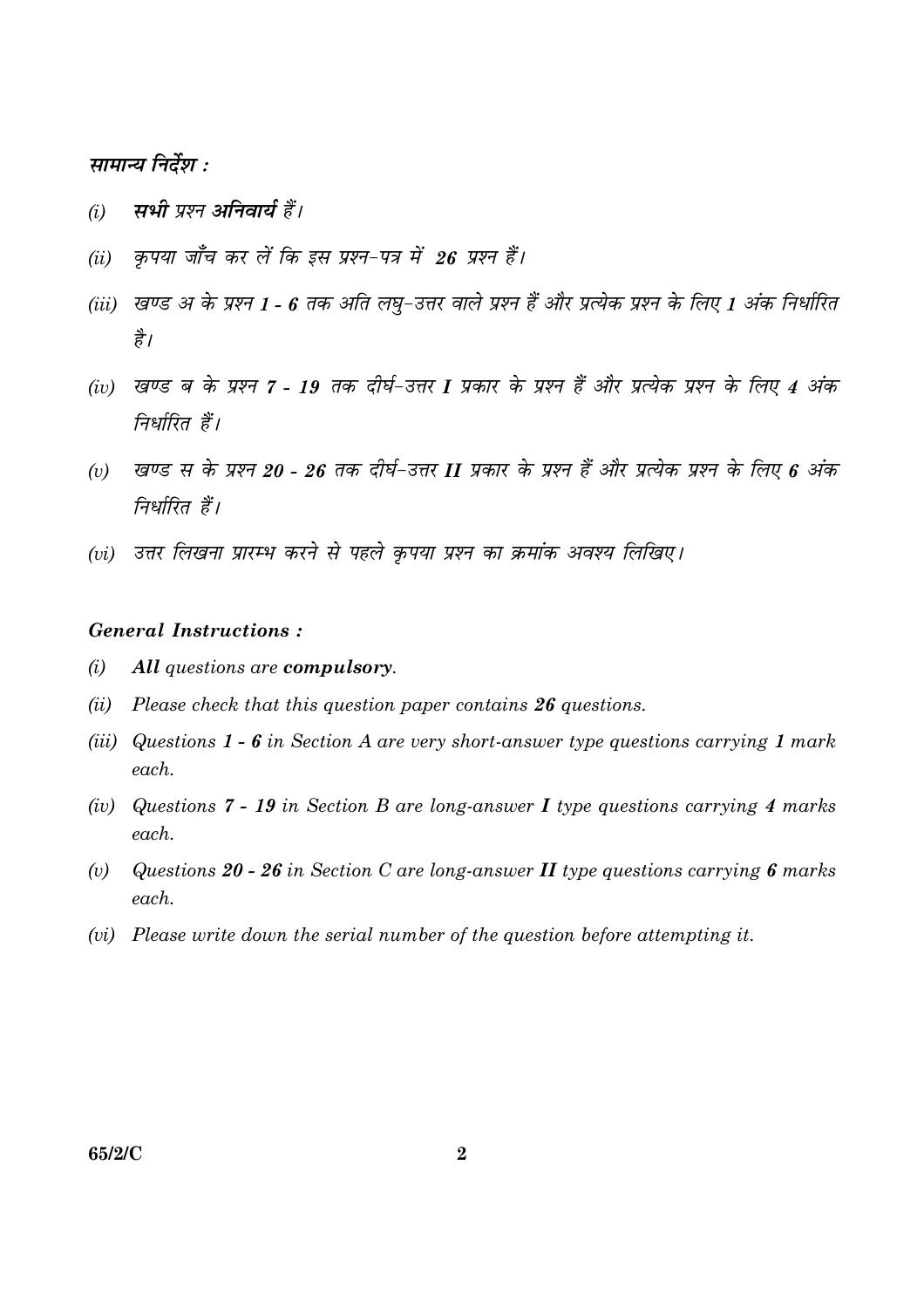## सामान्य निर्देश :

*(i)* **सभी** प्रश्न **अनिवार्य** हैं।

*(ii)* कृपया जाँच कर लें कि इस प्रश्न-पत्र में **26** प्रश्न हैं।

*(iii)* खण्ड अ के प्रश्न **1 - 6** तक अति लघु-उत्तर वाले प्रश्न हैं और प्रत्येक प्रश्न के लिए **1** अंक निर्धारित है।

*(iv)* खण्ड ब के प्रश्न **7 - 19** तक दीर्घ-उत्तर **I** प्रकार के प्रश्न हैं और प्रत्येक प्रश्न के लिए **4** अंक निर्धारित हैं।

*(v)* खण्ड स के प्रश्न **20 - 26** तक दीर्घ-उत्तर **II** प्रकार के प्रश्न हैं और प्रत्येक प्रश्न के लिए **6** अंक निर्धारित हैं।

*(vi)* उत्तर लिखना प्रारम्भ करने से पहले कृपया प्रश्न का क्रमांक अवश्य लिखिए।

## General Instructions :

*(i)* **All** questions are **compulsory**.

*(ii)* Please check that this question paper contains **26** questions.

*(iii)* Questions **1 - 6** in Section A are very short-answer type questions carrying **1** mark each.

*(iv)* Questions **7 - 19** in Section B are long-answer **I** type questions carrying **4** marks each.

*(v)* Questions **20 - 26** in Section C are long-answer **II** type questions carrying **6** marks each.

*(vi)* Please write down the serial number of the question before attempting it.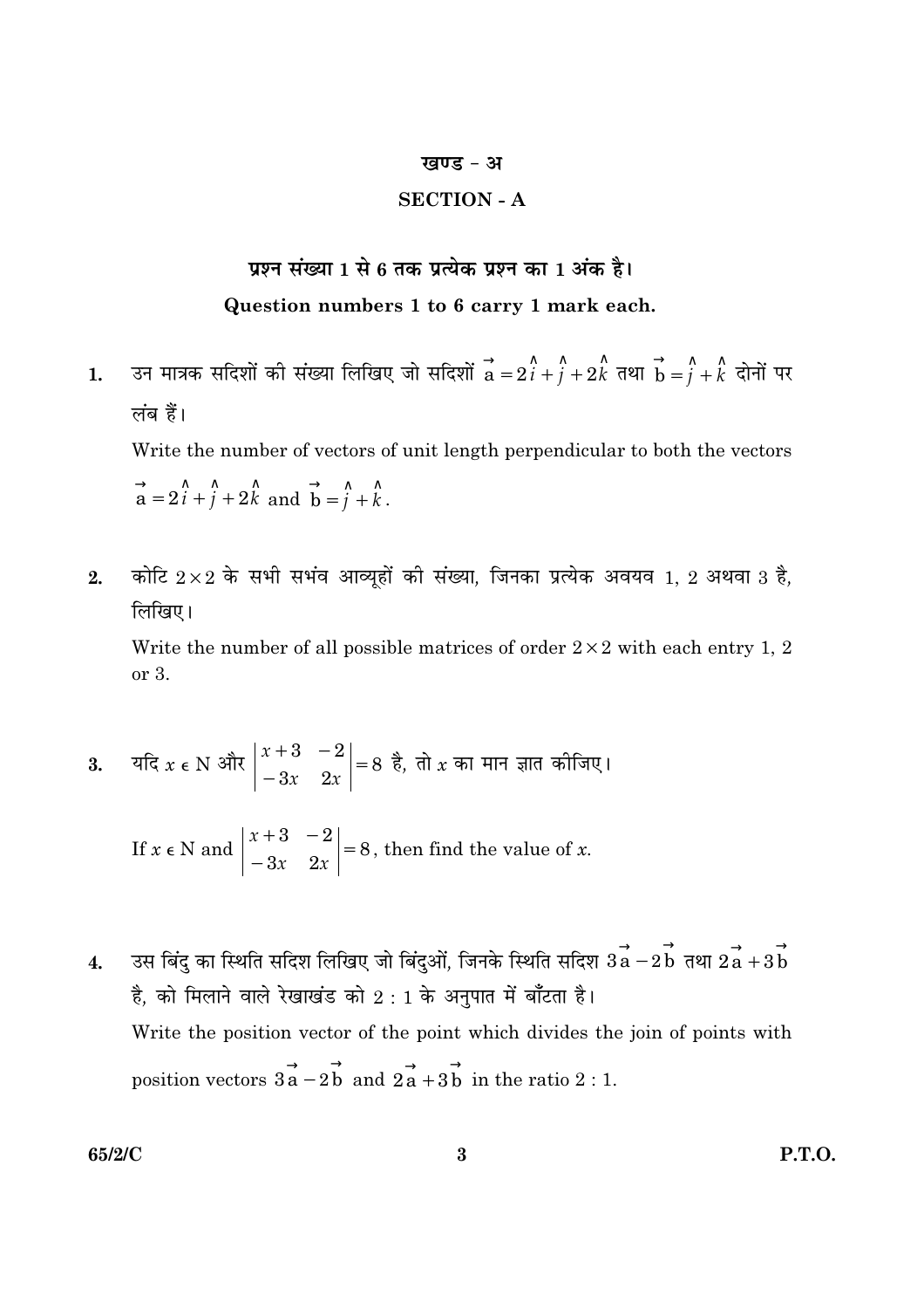## खण्ड - अ

## SECTION - A

**प्रश्न संख्या 1 से 6 तक प्रत्येक प्रश्न का 1 अंक है।**

**Question numbers 1 to 6 carry 1 mark each.**

1. उन मात्रक सदिशों की संख्या लिखिए जो सदिशों $\vec{a} = 2\hat{i} + \hat{j} + 2\hat{k}$ तथा $\vec{b} = \hat{j} + \hat{k}$ दोनों पर लंब हैं।

   Write the number of vectors of unit length perpendicular to both the vectors $\vec{a} = 2\hat{i} + \hat{j} + 2\hat{k}$ and $\vec{b} = \hat{j} + \hat{k}$.

2. कोटि $2 \times 2$ के सभी सभंव आव्यूहों की संख्या, जिनका प्रत्येक अवयव 1, 2 अथवा 3 है, लिखिए।

   Write the number of all possible matrices of order $2 \times 2$ with each entry 1, 2 or 3.

3. यदि $x \in \mathrm{N}$ और $\begin{vmatrix} x+3 & -2 \\ -3x & 2x \end{vmatrix} = 8$ है, तो $x$ का मान ज्ञात कीजिए।

   If $x \in \mathrm{N}$ and $\begin{vmatrix} x+3 & -2 \\ -3x & 2x \end{vmatrix} = 8$, then find the value of $x$.

4. उस बिंदु का स्थिति सदिश लिखिए जो बिंदुओं, जिनके स्थिति सदिश $3\vec{a} - 2\vec{b}$ तथा $2\vec{a} + 3\vec{b}$ है, को मिलाने वाले रेखाखंड को $2 : 1$ के अनुपात में बाँटता है।

   Write the position vector of the point which divides the join of points with position vectors $3\vec{a} - 2\vec{b}$ and $2\vec{a} + 3\vec{b}$ in the ratio $2 : 1$.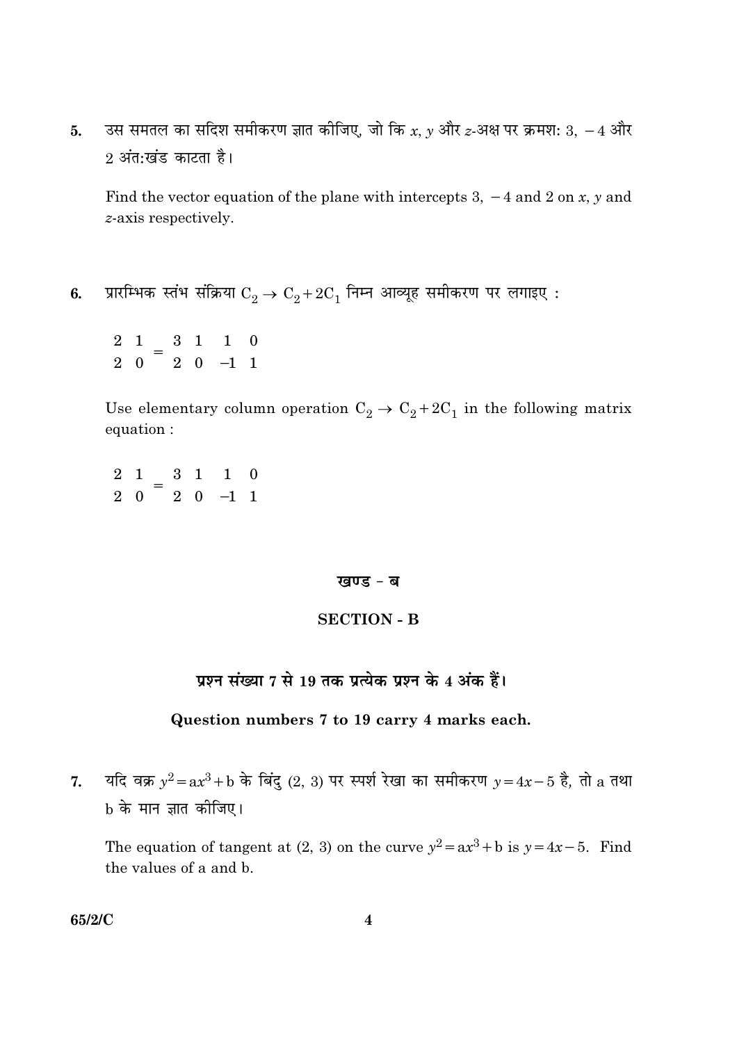5. उस समतल का सदिश समीकरण ज्ञात कीजिए, जो कि $x$, $y$ और $z$-अक्ष पर क्रमशः 3, $-4$ और 2 अंत:खंड काटता है।

Find the vector equation of the plane with intercepts 3, $-4$ and 2 on $x$, $y$ and $z$-axis respectively.

6. प्रारम्भिक स्तंभ संक्रिया $C_2 \to C_2 + 2C_1$ निम्न आव्यूह समीकरण पर लगाइए :

$$\begin{matrix} 2 & 1 \\ 2 & 0 \end{matrix} = \begin{matrix} 3 & 1 \\ 2 & 0 \end{matrix} \quad \begin{matrix} 1 & 0 \\ -1 & 1 \end{matrix}$$

Use elementary column operation $C_2 \to C_2 + 2C_1$ in the following matrix equation :

$$\begin{matrix} 2 & 1 \\ 2 & 0 \end{matrix} = \begin{matrix} 3 & 1 \\ 2 & 0 \end{matrix} \quad \begin{matrix} 1 & 0 \\ -1 & 1 \end{matrix}$$

## खण्ड - ब

## SECTION - B

**प्रश्न संख्या 7 से 19 तक प्रत्येक प्रश्न के 4 अंक हैं।**

**Question numbers 7 to 19 carry 4 marks each.**

7. यदि वक्र $y^2 = ax^3 + b$ के बिंदु (2, 3) पर स्पर्श रेखा का समीकरण $y = 4x - 5$ है, तो a तथा b के मान ज्ञात कीजिए।

The equation of tangent at (2, 3) on the curve $y^2 = ax^3 + b$ is $y = 4x - 5$. Find the values of a and b.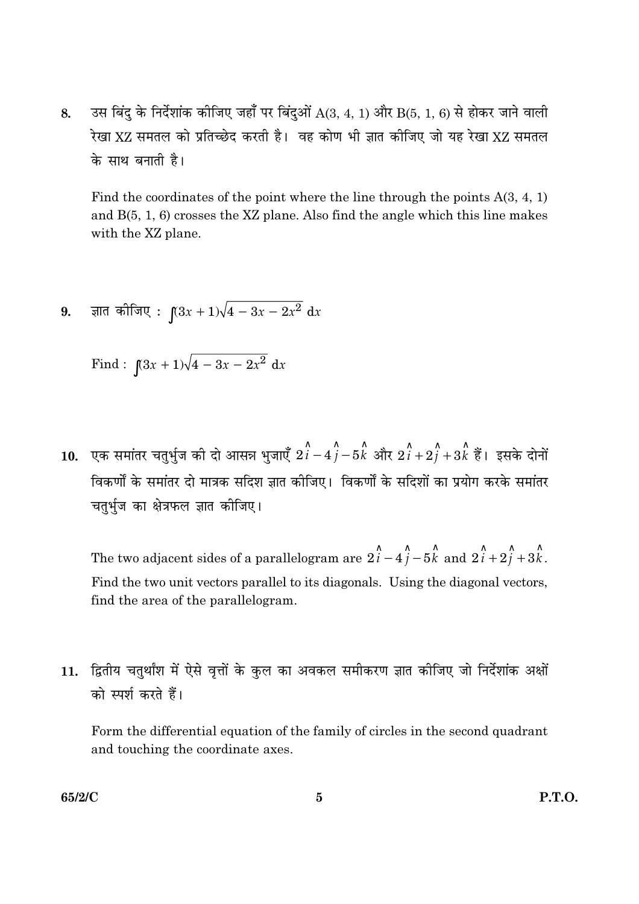8. उस बिंदु के निर्देशांक कीजिए जहाँ पर बिंदुओं A(3, 4, 1) और B(5, 1, 6) से होकर जाने वाली रेखा XZ समतल को प्रतिच्छेद करती है। वह कोण भी ज्ञात कीजिए जो यह रेखा XZ समतल के साथ बनाती है।

   Find the coordinates of the point where the line through the points A(3, 4, 1) and B(5, 1, 6) crosses the XZ plane. Also find the angle which this line makes with the XZ plane.

9. ज्ञात कीजिए : $\int (3x + 1)\sqrt{4 - 3x - 2x^2}\ dx$

   Find : $\int (3x + 1)\sqrt{4 - 3x - 2x^2}\ dx$

10. एक समांतर चतुर्भुज की दो आसन्न भुजाएँ $2\hat{i} - 4\hat{j} - 5\hat{k}$ और $2\hat{i} + 2\hat{j} + 3\hat{k}$ हैं। इसके दोनों विकर्णों के समांतर दो मात्रक सदिश ज्ञात कीजिए। विकर्णों के सदिशों का प्रयोग करके समांतर चतुर्भुज का क्षेत्रफल ज्ञात कीजिए।

    The two adjacent sides of a parallelogram are $2\hat{i} - 4\hat{j} - 5\hat{k}$ and $2\hat{i} + 2\hat{j} + 3\hat{k}$. Find the two unit vectors parallel to its diagonals. Using the diagonal vectors, find the area of the parallelogram.

11. द्वितीय चतुर्थांश में ऐसे वृत्तों के कुल का अवकल समीकरण ज्ञात कीजिए जो निर्देशांक अक्षों को स्पर्श करते हैं।

    Form the differential equation of the family of circles in the second quadrant and touching the coordinate axes.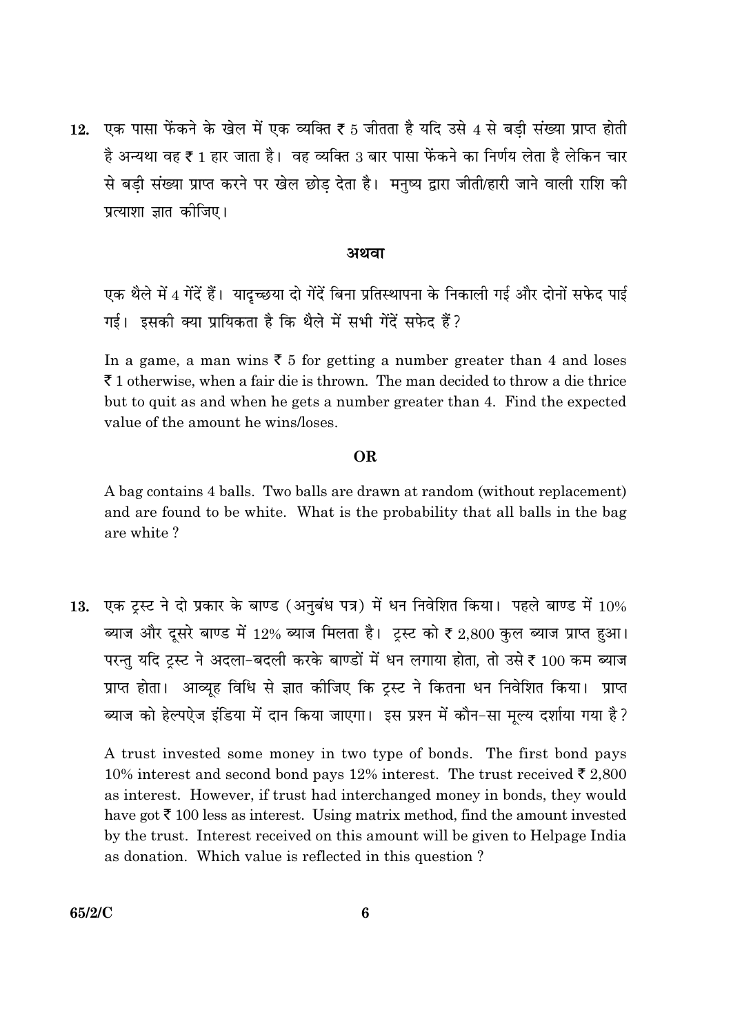12. एक पासा फेंकने के खेल में एक व्यक्ति ₹ 5 जीतता है यदि उसे 4 से बड़ी संख्या प्राप्त होती है अन्यथा वह ₹ 1 हार जाता है। वह व्यक्ति 3 बार पासा फेंकने का निर्णय लेता है लेकिन चार से बड़ी संख्या प्राप्त करने पर खेल छोड़ देता है। मनुष्य द्वारा जीती/हारी जाने वाली राशि की प्रत्याशा ज्ञात कीजिए।

**अथवा**

एक थैले में 4 गेंदें हैं। यादृच्छया दो गेंदें बिना प्रतिस्थापना के निकाली गई और दोनों सफेद पाई गई। इसकी क्या प्रायिकता है कि थैले में सभी गेंदें सफेद हैं?

In a game, a man wins ₹ 5 for getting a number greater than 4 and loses ₹ 1 otherwise, when a fair die is thrown. The man decided to throw a die thrice but to quit as and when he gets a number greater than 4. Find the expected value of the amount he wins/loses.

**OR**

A bag contains 4 balls. Two balls are drawn at random (without replacement) and are found to be white. What is the probability that all balls in the bag are white ?

13. एक ट्रस्ट ने दो प्रकार के बाण्ड (अनुबंध पत्र) में धन निवेशित किया। पहले बाण्ड में 10% ब्याज और दूसरे बाण्ड में 12% ब्याज मिलता है। ट्रस्ट को ₹ 2,800 कुल ब्याज प्राप्त हुआ। परन्तु यदि ट्रस्ट ने अदला-बदली करके बाण्डों में धन लगाया होता, तो उसे ₹ 100 कम ब्याज प्राप्त होता। आव्यूह विधि से ज्ञात कीजिए कि ट्रस्ट ने कितना धन निवेशित किया। प्राप्त ब्याज को हेल्पऐज इंडिया में दान किया जाएगा। इस प्रश्न में कौन-सा मूल्य दर्शाया गया है?

A trust invested some money in two type of bonds. The first bond pays 10% interest and second bond pays 12% interest. The trust received ₹ 2,800 as interest. However, if trust had interchanged money in bonds, they would have got ₹ 100 less as interest. Using matrix method, find the amount invested by the trust. Interest received on this amount will be given to Helpage India as donation. Which value is reflected in this question ?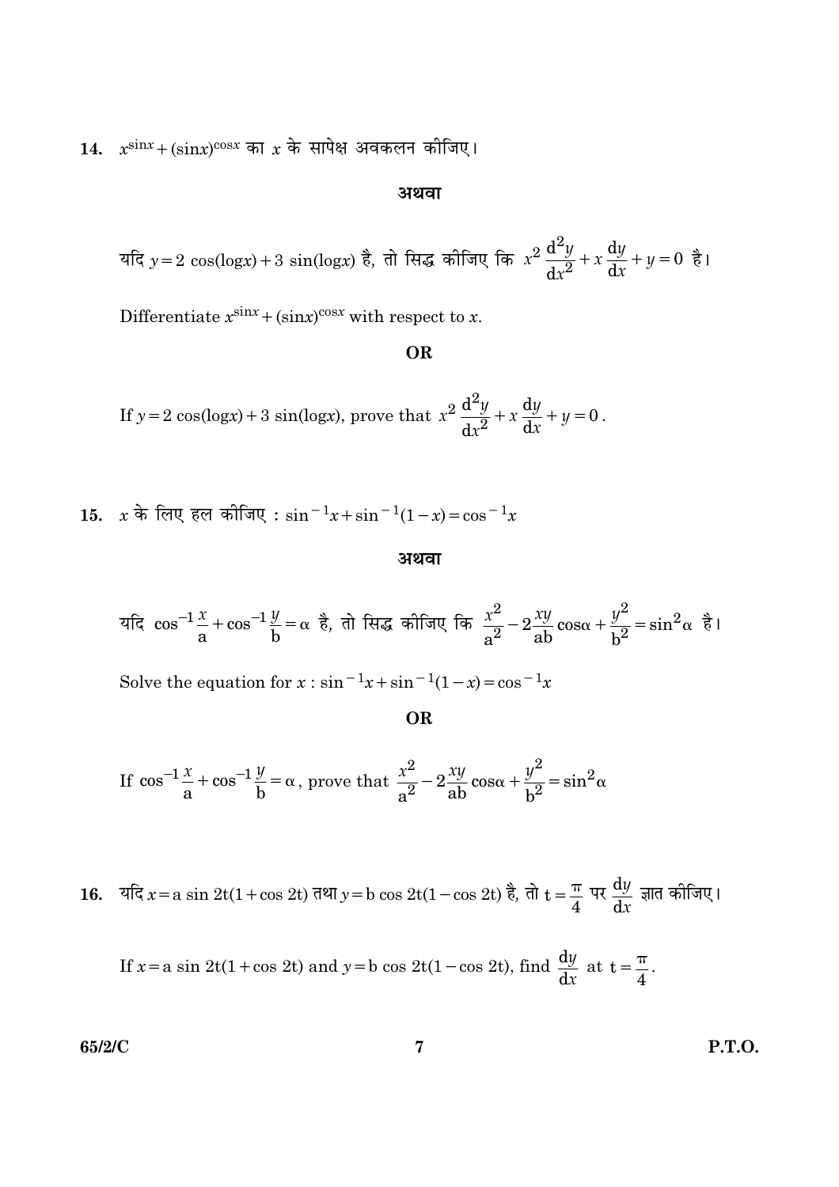**14.** $x^{\sin x} + (\sin x)^{\cos x}$ का $x$ के सापेक्ष अवकलन कीजिए।

**अथवा**

यदि $y = 2\cos(\log x) + 3\sin(\log x)$ है, तो सिद्ध कीजिए कि $x^2 \dfrac{d^2y}{dx^2} + x\dfrac{dy}{dx} + y = 0$ है।

Differentiate $x^{\sin x} + (\sin x)^{\cos x}$ with respect to $x$.

**OR**

If $y = 2\cos(\log x) + 3\sin(\log x)$, prove that $x^2 \dfrac{d^2y}{dx^2} + x\dfrac{dy}{dx} + y = 0$.

**15.** $x$ के लिए हल कीजिए : $\sin^{-1}x + \sin^{-1}(1-x) = \cos^{-1}x$

**अथवा**

यदि $\cos^{-1}\dfrac{x}{a} + \cos^{-1}\dfrac{y}{b} = \alpha$ है, तो सिद्ध कीजिए कि $\dfrac{x^2}{a^2} - 2\dfrac{xy}{ab}\cos\alpha + \dfrac{y^2}{b^2} = \sin^2\alpha$ है।

Solve the equation for $x$ : $\sin^{-1}x + \sin^{-1}(1-x) = \cos^{-1}x$

**OR**

If $\cos^{-1}\dfrac{x}{a} + \cos^{-1}\dfrac{y}{b} = \alpha$, prove that $\dfrac{x^2}{a^2} - 2\dfrac{xy}{ab}\cos\alpha + \dfrac{y^2}{b^2} = \sin^2\alpha$

**16.** यदि $x = a\sin 2t(1+\cos 2t)$ तथा $y = b\cos 2t(1-\cos 2t)$ है, तो $t = \dfrac{\pi}{4}$ पर $\dfrac{dy}{dx}$ ज्ञात कीजिए।

If $x = a\sin 2t(1+\cos 2t)$ and $y = b\cos 2t(1-\cos 2t)$, find $\dfrac{dy}{dx}$ at $t = \dfrac{\pi}{4}$.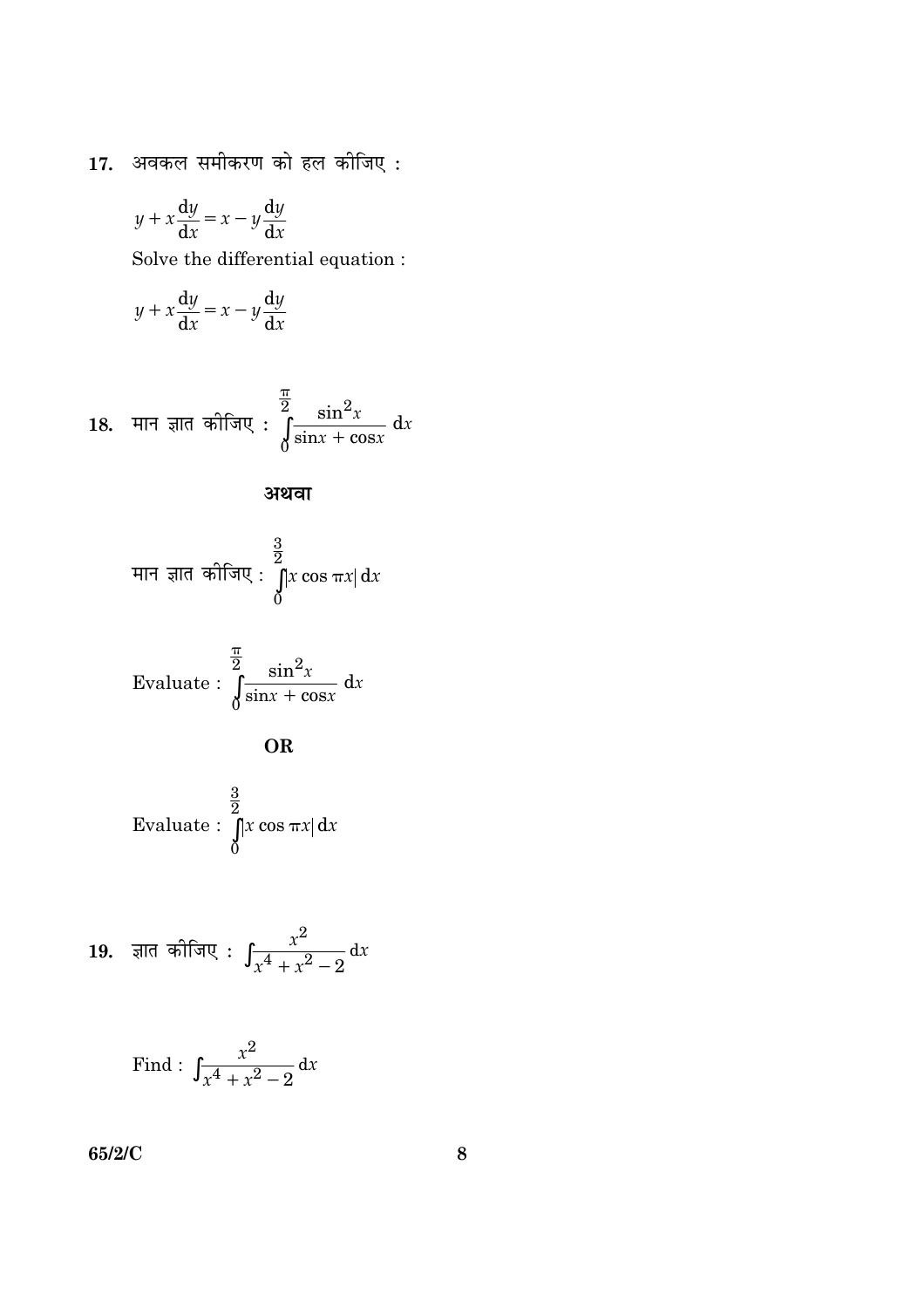17. अवकल समीकरण को हल कीजिए :

$$y + x\frac{dy}{dx} = x - y\frac{dy}{dx}$$

Solve the differential equation :

$$y + x\frac{dy}{dx} = x - y\frac{dy}{dx}$$

18. मान ज्ञात कीजिए : $\displaystyle\int_0^{\frac{\pi}{2}} \frac{\sin^2 x}{\sin x + \cos x}\, dx$

**अथवा**

मान ज्ञात कीजिए : $\displaystyle\int_0^{\frac{3}{2}} |x \cos \pi x|\, dx$

Evaluate : $\displaystyle\int_0^{\frac{\pi}{2}} \frac{\sin^2 x}{\sin x + \cos x}\, dx$

**OR**

Evaluate : $\displaystyle\int_0^{\frac{3}{2}} |x \cos \pi x|\, dx$

19. ज्ञात कीजिए : $\displaystyle\int \frac{x^2}{x^4 + x^2 - 2}\, dx$

Find : $\displaystyle\int \frac{x^2}{x^4 + x^2 - 2}\, dx$

65/2/C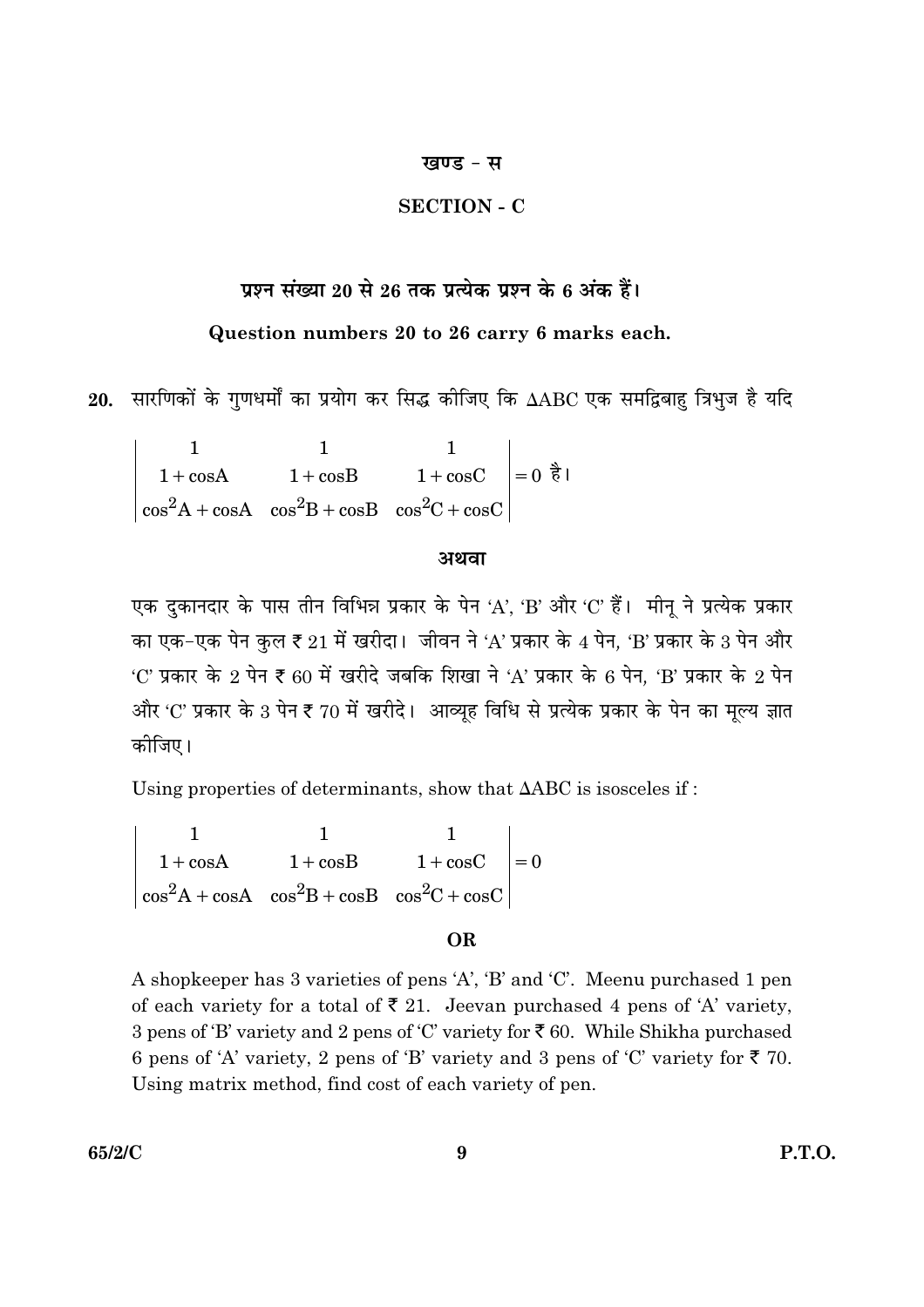## खण्ड - स

## SECTION - C

**प्रश्न संख्या 20 से 26 तक प्रत्येक प्रश्न के 6 अंक हैं।**

**Question numbers 20 to 26 carry 6 marks each.**

**20.** सारणिकों के गुणधर्मों का प्रयोग कर सिद्ध कीजिए कि $\Delta ABC$ एक समद्विबाहु त्रिभुज है यदि

$$\begin{vmatrix} 1 & 1 & 1 \\ 1+\cos A & 1+\cos B & 1+\cos C \\ \cos^2 A+\cos A & \cos^2 B+\cos B & \cos^2 C+\cos C \end{vmatrix} = 0 \text{ है।}$$

**अथवा**

एक दुकानदार के पास तीन विभिन्न प्रकार के पेन 'A', 'B' और 'C' हैं। मीनू ने प्रत्येक प्रकार का एक-एक पेन कुल ₹ 21 में खरीदा। जीवन ने 'A' प्रकार के 4 पेन, 'B' प्रकार के 3 पेन और 'C' प्रकार के 2 पेन ₹ 60 में खरीदे जबकि शिखा ने 'A' प्रकार के 6 पेन, 'B' प्रकार के 2 पेन और 'C' प्रकार के 3 पेन ₹ 70 में खरीदे। आव्यूह विधि से प्रत्येक प्रकार के पेन का मूल्य ज्ञात कीजिए।

Using properties of determinants, show that $\Delta ABC$ is isosceles if :

$$\begin{vmatrix} 1 & 1 & 1 \\ 1+\cos A & 1+\cos B & 1+\cos C \\ \cos^2 A+\cos A & \cos^2 B+\cos B & \cos^2 C+\cos C \end{vmatrix} = 0$$

**OR**

A shopkeeper has 3 varieties of pens 'A', 'B' and 'C'. Meenu purchased 1 pen of each variety for a total of ₹ 21. Jeevan purchased 4 pens of 'A' variety, 3 pens of 'B' variety and 2 pens of 'C' variety for ₹ 60. While Shikha purchased 6 pens of 'A' variety, 2 pens of 'B' variety and 3 pens of 'C' variety for ₹ 70. Using matrix method, find cost of each variety of pen.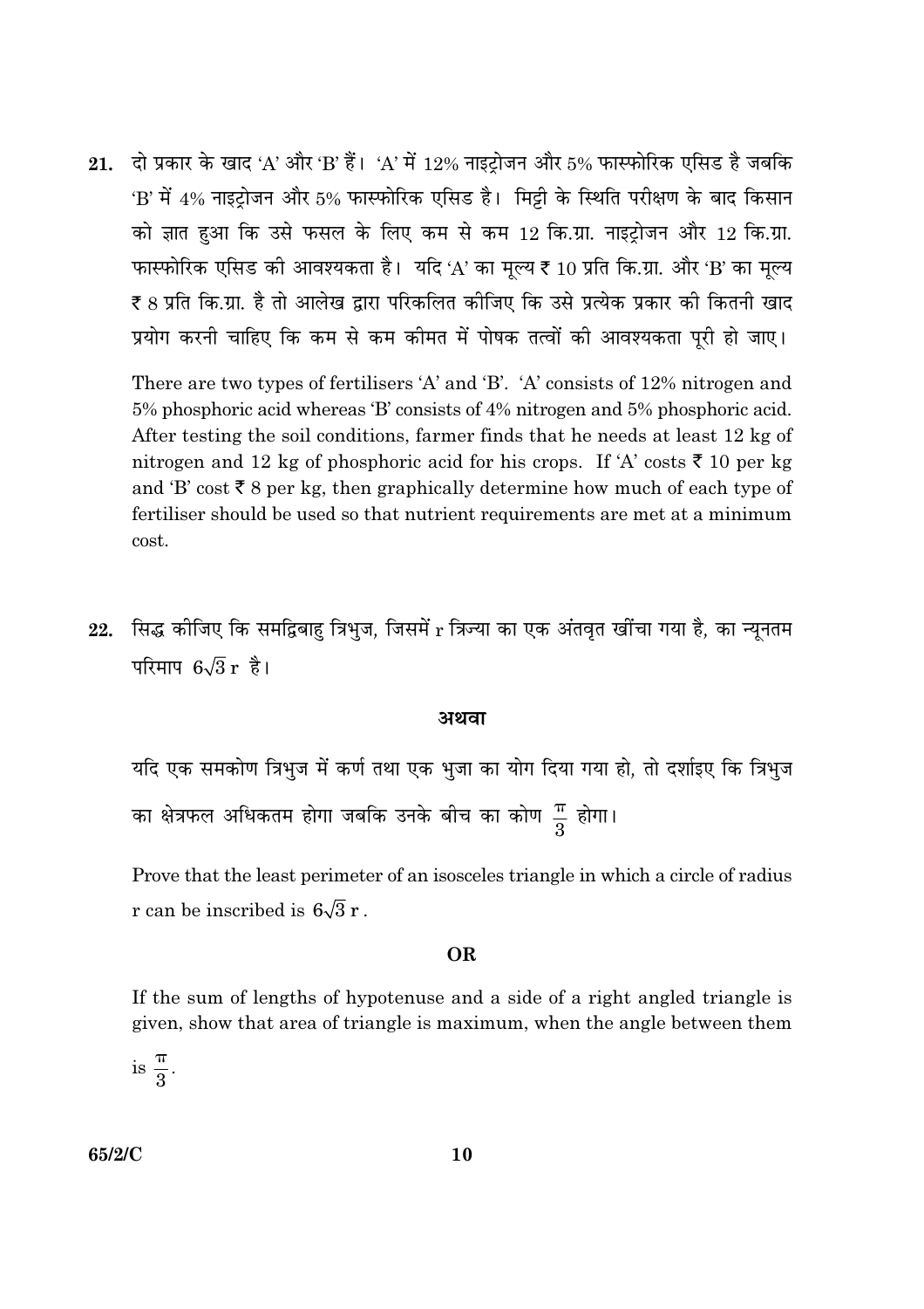**21.** दो प्रकार के खाद 'A' और 'B' हैं। 'A' में 12% नाइट्रोजन और 5% फास्फोरिक एसिड है जबकि 'B' में 4% नाइट्रोजन और 5% फास्फोरिक एसिड है। मिट्टी के स्थिति परीक्षण के बाद किसान को ज्ञात हुआ कि उसे फसल के लिए कम से कम 12 कि.ग्रा. नाइट्रोजन और 12 कि.ग्रा. फास्फोरिक एसिड की आवश्यकता है। यदि 'A' का मूल्य ₹ 10 प्रति कि.ग्रा. और 'B' का मूल्य ₹ 8 प्रति कि.ग्रा. है तो आलेख द्वारा परिकलित कीजिए कि उसे प्रत्येक प्रकार की कितनी खाद प्रयोग करनी चाहिए कि कम से कम कीमत में पोषक तत्वों की आवश्यकता पूरी हो जाए।

There are two types of fertilisers 'A' and 'B'. 'A' consists of 12% nitrogen and 5% phosphoric acid whereas 'B' consists of 4% nitrogen and 5% phosphoric acid. After testing the soil conditions, farmer finds that he needs at least 12 kg of nitrogen and 12 kg of phosphoric acid for his crops. If 'A' costs ₹ 10 per kg and 'B' cost ₹ 8 per kg, then graphically determine how much of each type of fertiliser should be used so that nutrient requirements are met at a minimum cost.

**22.** सिद्ध कीजिए कि समद्विबाहु त्रिभुज, जिसमें r त्रिज्या का एक अंतवृत खींचा गया है, का न्यूनतम परिमाप $6\sqrt{3}\,r$ है।

**अथवा**

यदि एक समकोण त्रिभुज में कर्ण तथा एक भुजा का योग दिया गया हो, तो दर्शाइए कि त्रिभुज का क्षेत्रफल अधिकतम होगा जबकि उनके बीच का कोण $\frac{\pi}{3}$ होगा।

Prove that the least perimeter of an isosceles triangle in which a circle of radius r can be inscribed is $6\sqrt{3}\,r$.

**OR**

If the sum of lengths of hypotenuse and a side of a right angled triangle is given, show that area of triangle is maximum, when the angle between them is $\frac{\pi}{3}$.

65/2/C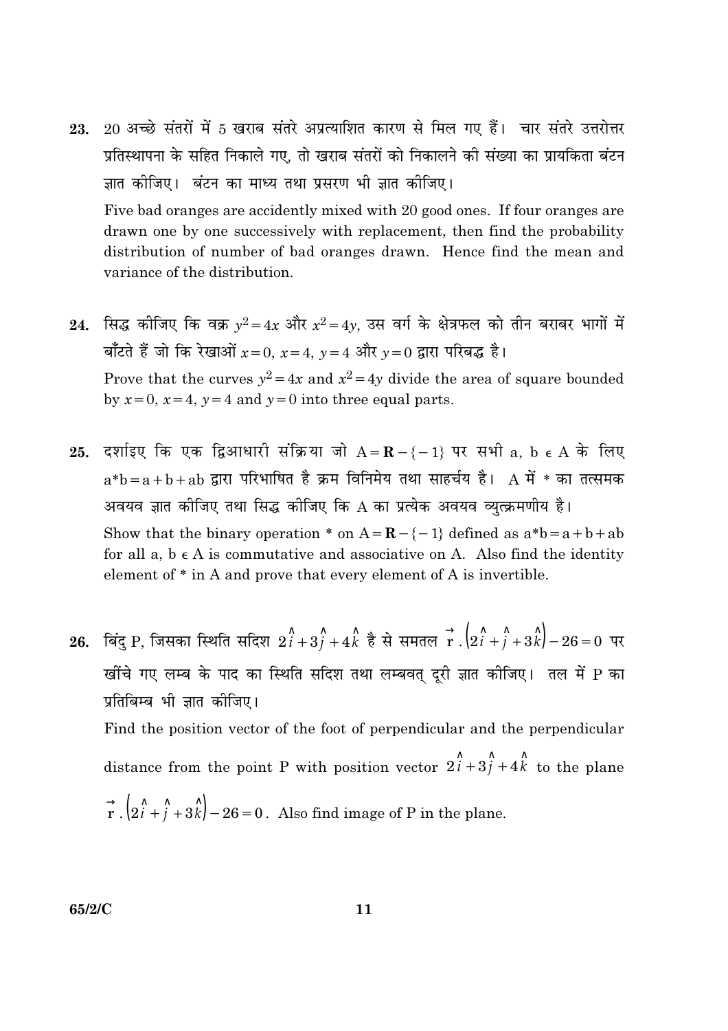**23.** 20 अच्छे संतरों में 5 खराब संतरे अप्रत्याशित कारण से मिल गए हैं। चार संतरे उत्तरोत्तर प्रतिस्थापना के सहित निकाले गए, तो खराब संतरों को निकालने की संख्या का प्रायकिता बंटन ज्ञात कीजिए। बंटन का माध्य तथा प्रसरण भी ज्ञात कीजिए।

Five bad oranges are accidently mixed with 20 good ones. If four oranges are drawn one by one successively with replacement, then find the probability distribution of number of bad oranges drawn. Hence find the mean and variance of the distribution.

**24.** सिद्ध कीजिए कि वक्र $y^2 = 4x$ और $x^2 = 4y$, उस वर्ग के क्षेत्रफल को तीन बराबर भागों में बाँटते हैं जो कि रेखाओं $x = 0$, $x = 4$, $y = 4$ और $y = 0$ द्वारा परिबद्ध है।

Prove that the curves $y^2 = 4x$ and $x^2 = 4y$ divide the area of square bounded by $x = 0$, $x = 4$, $y = 4$ and $y = 0$ into three equal parts.

**25.** दर्शाइए कि एक द्विआधारी संक्रिया जो $A = \mathbf{R} - \{-1\}$ पर सभी $a, b \in A$ के लिए $a*b = a + b + ab$ द्वारा परिभाषित है क्रम विनिमेय तथा साहचर्य है। A में * का तत्समक अवयव ज्ञात कीजिए तथा सिद्ध कीजिए कि A का प्रत्येक अवयव व्युत्क्रमणीय है।

Show that the binary operation * on $A = \mathbf{R} - \{-1\}$ defined as $a*b = a + b + ab$ for all $a, b \in A$ is commutative and associative on A. Also find the identity element of * in A and prove that every element of A is invertible.

**26.** बिंदु P, जिसका स्थिति सदिश $2\hat{i} + 3\hat{j} + 4\hat{k}$ है से समतल $\vec{r} \cdot (2\hat{i} + \hat{j} + 3\hat{k}) - 26 = 0$ पर खींचे गए लम्ब के पाद का स्थिति सदिश तथा लम्बवत् दूरी ज्ञात कीजिए। तल में P का प्रतिबिम्ब भी ज्ञात कीजिए।

Find the position vector of the foot of perpendicular and the perpendicular distance from the point P with position vector $2\hat{i} + 3\hat{j} + 4\hat{k}$ to the plane $\vec{r} \cdot (2\hat{i} + \hat{j} + 3\hat{k}) - 26 = 0$. Also find image of P in the plane.